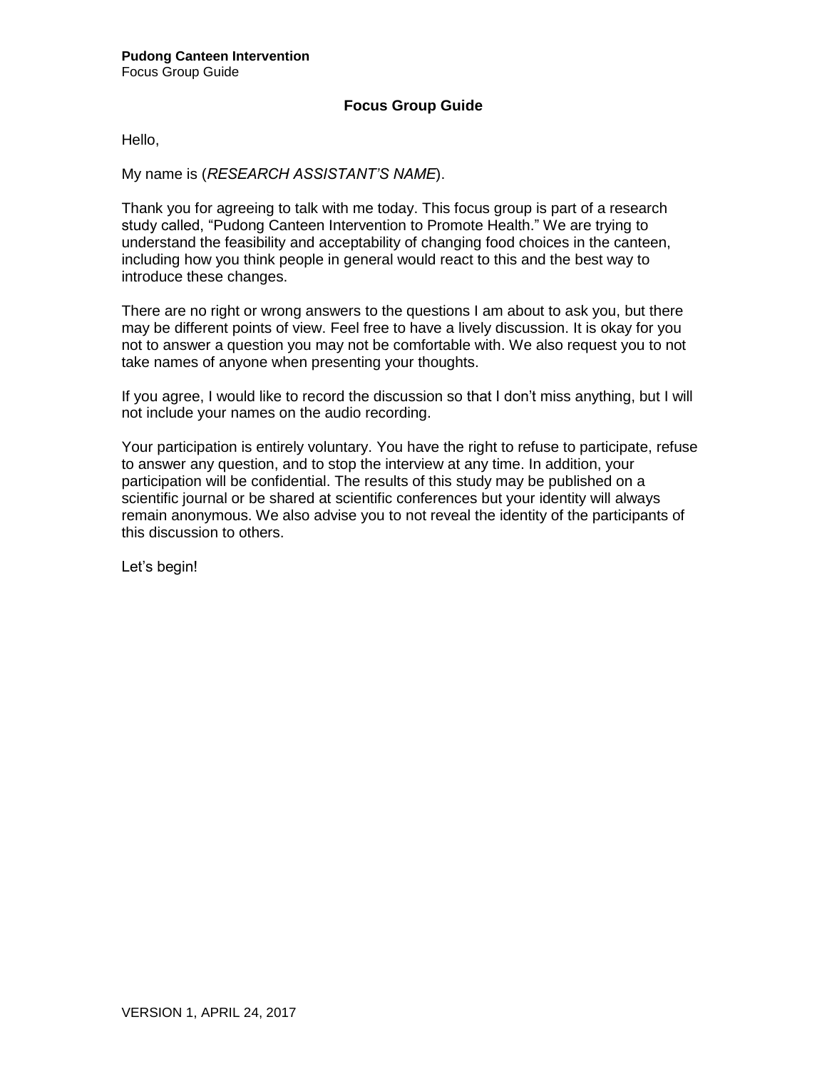# Focus Group Guide

Hello,

My name is (*RESEARCH ASSISTANT'S NAME*).

Thank you for agreeing to talk with me today. This focus group is part of a research study called, "Pudong Canteen Intervention to Promote Health." We are trying to understand the feasibility and acceptability of changing food choices in the canteen, including how you think people in general would react to this and the best way to introduce these changes.

There are no right or wrong answers to the questions I am about to ask you, but there may be different points of view. Feel free to have a lively discussion. It is okay for you not to answer a question you may not be comfortable with. We also request you to not take names of anyone when presenting your thoughts.

If you agree, I would like to record the discussion so that I don't miss anything, but I will not include your names on the audio recording.

Your participation is entirely voluntary. You have the right to refuse to participate, refuse to answer any question, and to stop the interview at any time. In addition, your participation will be confidential. The results of this study may be published on a scientific journal or be shared at scientific conferences but your identity will always remain anonymous. We also advise you to not reveal the identity of the participants of this discussion to others.

Let's begin!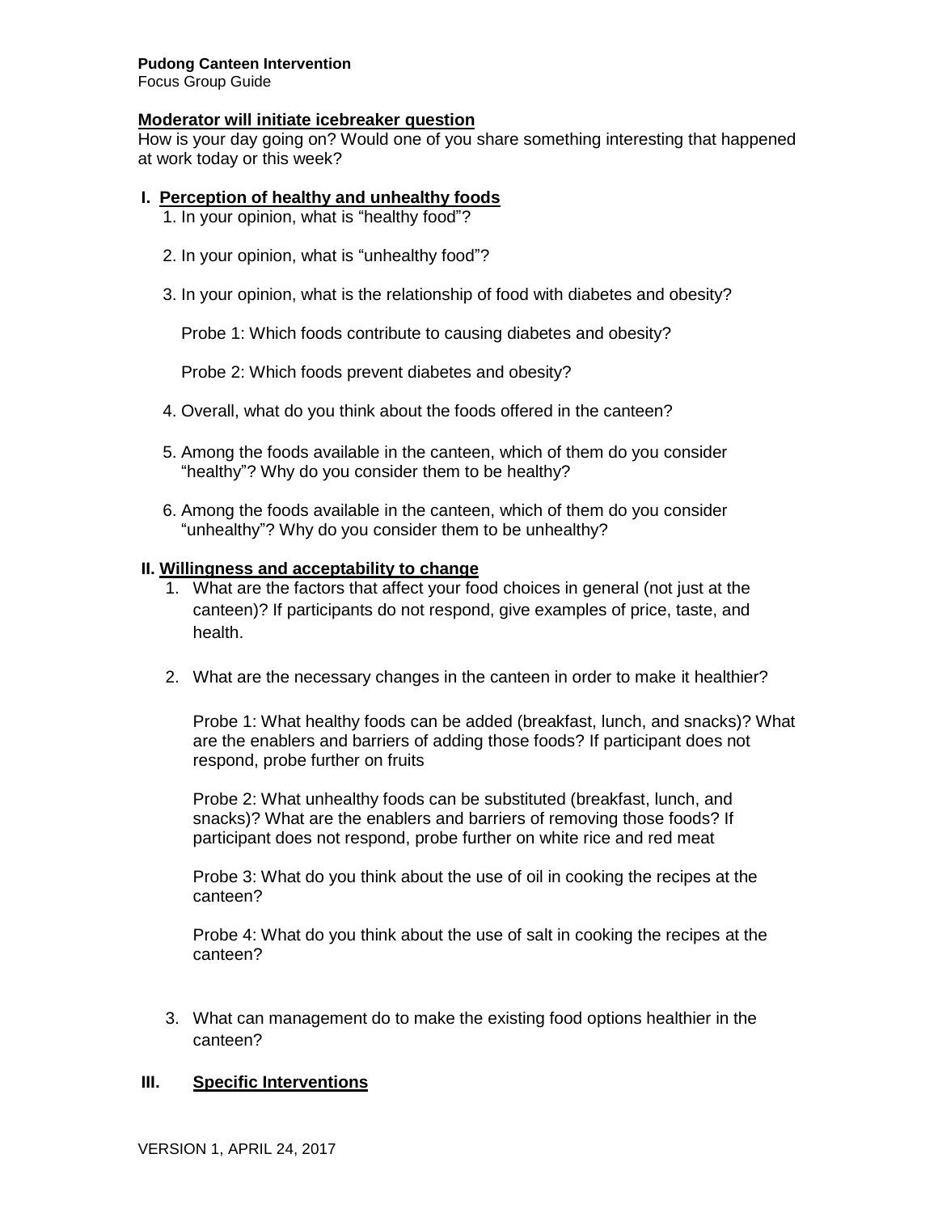**Pudong Canteen Intervention**
Focus Group Guide

**Moderator will initiate icebreaker question**
How is your day going on? Would one of you share something interesting that happened at work today or this week?

## I. Perception of healthy and unhealthy foods

1. In your opinion, what is "healthy food"?

2. In your opinion, what is "unhealthy food"?

3. In your opinion, what is the relationship of food with diabetes and obesity?

   Probe 1: Which foods contribute to causing diabetes and obesity?

   Probe 2: Which foods prevent diabetes and obesity?

4. Overall, what do you think about the foods offered in the canteen?

5. Among the foods available in the canteen, which of them do you consider "healthy"? Why do you consider them to be healthy?

6. Among the foods available in the canteen, which of them do you consider "unhealthy"? Why do you consider them to be unhealthy?

## II. Willingness and acceptability to change

1. What are the factors that affect your food choices in general (not just at the canteen)? If participants do not respond, give examples of price, taste, and health.

2. What are the necessary changes in the canteen in order to make it healthier?

   Probe 1: What healthy foods can be added (breakfast, lunch, and snacks)? What are the enablers and barriers of adding those foods? If participant does not respond, probe further on fruits

   Probe 2: What unhealthy foods can be substituted (breakfast, lunch, and snacks)? What are the enablers and barriers of removing those foods? If participant does not respond, probe further on white rice and red meat

   Probe 3: What do you think about the use of oil in cooking the recipes at the canteen?

   Probe 4: What do you think about the use of salt in cooking the recipes at the canteen?

3. What can management do to make the existing food options healthier in the canteen?

## III. Specific Interventions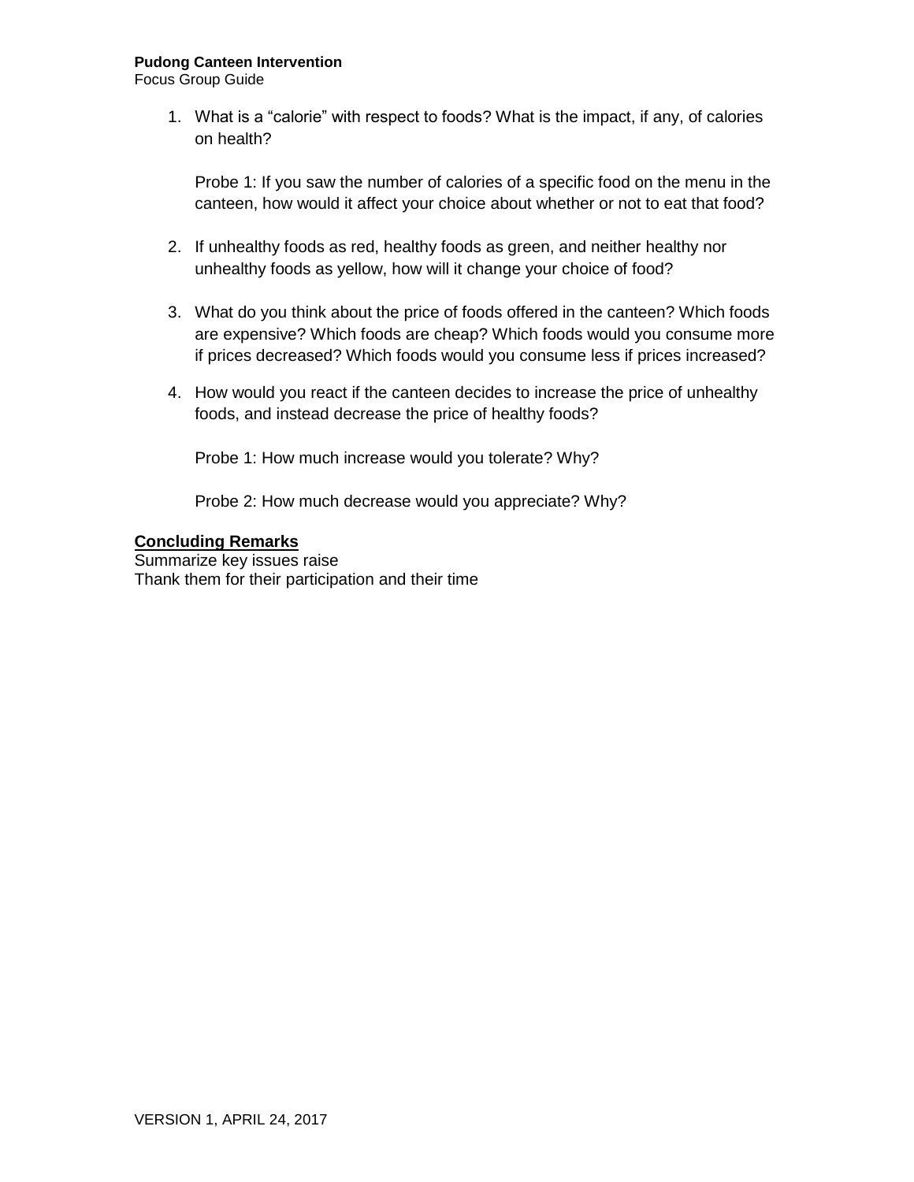1. What is a "calorie" with respect to foods? What is the impact, if any, of calories on health?

   Probe 1: If you saw the number of calories of a specific food on the menu in the canteen, how would it affect your choice about whether or not to eat that food?

2. If unhealthy foods as red, healthy foods as green, and neither healthy nor unhealthy foods as yellow, how will it change your choice of food?

3. What do you think about the price of foods offered in the canteen? Which foods are expensive? Which foods are cheap? Which foods would you consume more if prices decreased? Which foods would you consume less if prices increased?

4. How would you react if the canteen decides to increase the price of unhealthy foods, and instead decrease the price of healthy foods?

   Probe 1: How much increase would you tolerate? Why?

   Probe 2: How much decrease would you appreciate? Why?

**<u>Concluding Remarks</u>**

Summarize key issues raise
Thank them for their participation and their time